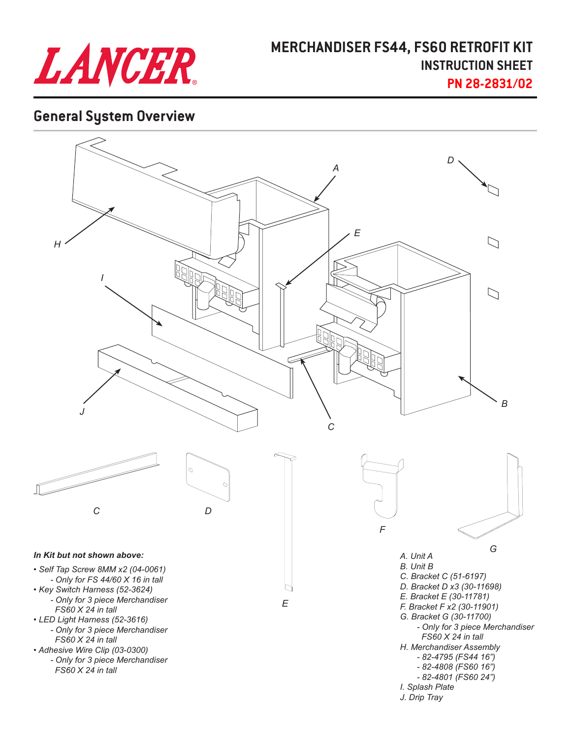# LANCER

## MERCHANDISER FS44, FS60 RETROFIT KIT
### INSTRUCTION SHEET
### PN 28-2831/02

## General System Overview

*In Kit but not shown above:*

- *Self Tap Screw 8MM x2 (04-0061)*
  - *Only for FS 44/60 X 16 in tall*
- *Key Switch Harness (52-3624)*
  - *Only for 3 piece Merchandiser FS60 X 24 in tall*
- *LED Light Harness (52-3616)*
  - *Only for 3 piece Merchandiser FS60 X 24 in tall*
- *Adhesive Wire Clip (03-0300)*
  - *Only for 3 piece Merchandiser FS60 X 24 in tall*

*A. Unit A*
*B. Unit B*
*C. Bracket C (51-6197)*
*D. Bracket D x3 (30-11698)*
*E. Bracket E (30-11781)*
*F. Bracket F x2 (30-11901)*
*G. Bracket G (30-11700)*
- *Only for 3 piece Merchandiser FS60 X 24 in tall*

*H. Merchandiser Assembly*
- *82-4795 (FS44 16")*
- *82-4808 (FS60 16")*
- *82-4801 (FS60 24")*

*I. Splash Plate*
*J. Drip Tray*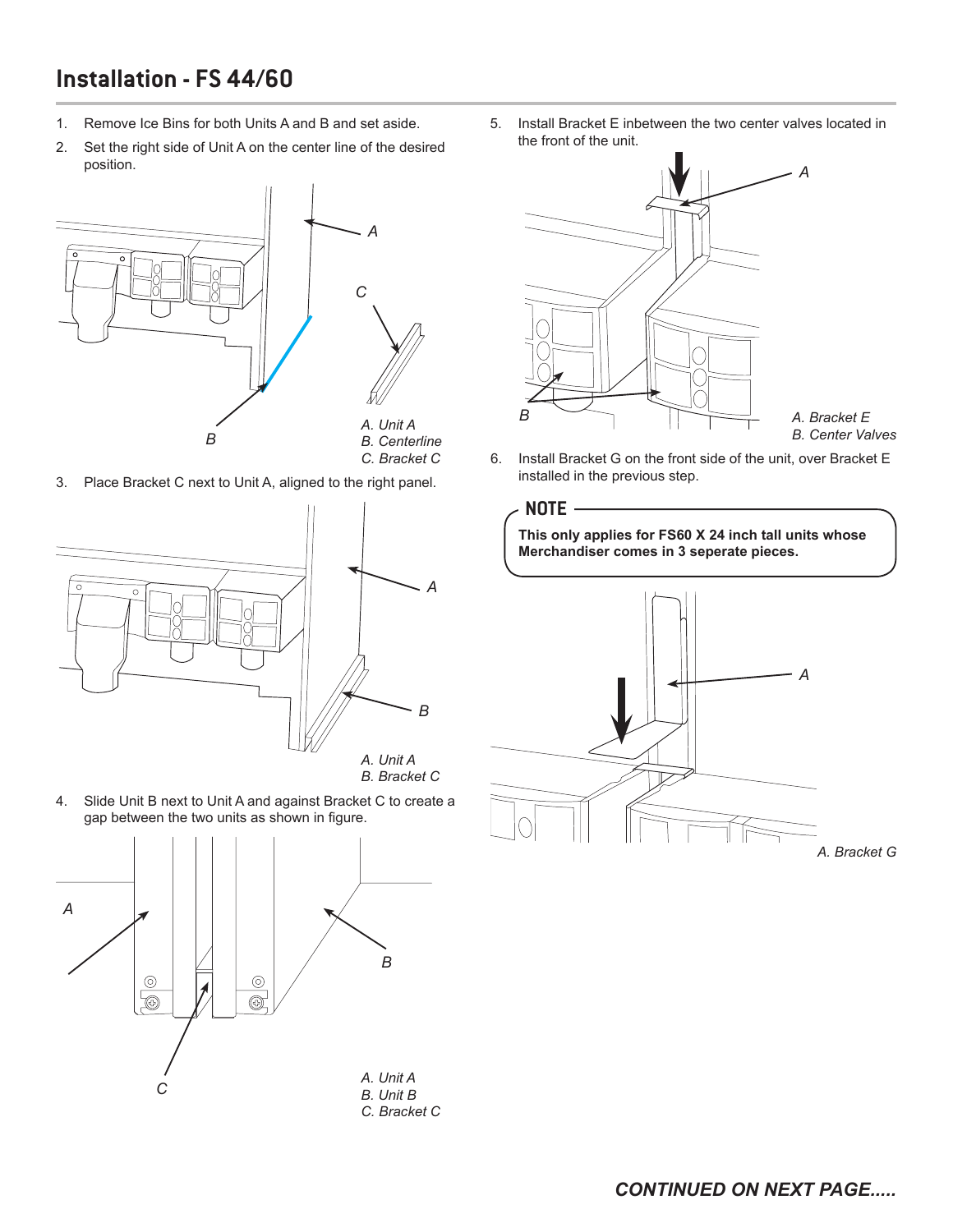## Installation - FS 44/60

1. Remove Ice Bins for both Units A and B and set aside.
2. Set the right side of Unit A on the center line of the desired position.

A. Unit A
B. Centerline
C. Bracket C

3. Place Bracket C next to Unit A, aligned to the right panel.

A. Unit A
B. Bracket C

4. Slide Unit B next to Unit A and against Bracket C to create a gap between the two units as shown in figure.

A. Unit A
B. Unit B
C. Bracket C

5. Install Bracket E inbetween the two center valves located in the front of the unit.

A. Bracket E
B. Center Valves

6. Install Bracket G on the front side of the unit, over Bracket E installed in the previous step.

**NOTE**

**This only applies for FS60 X 24 inch tall units whose Merchandiser comes in 3 seperate pieces.**

A. Bracket G

***CONTINUED ON NEXT PAGE.....***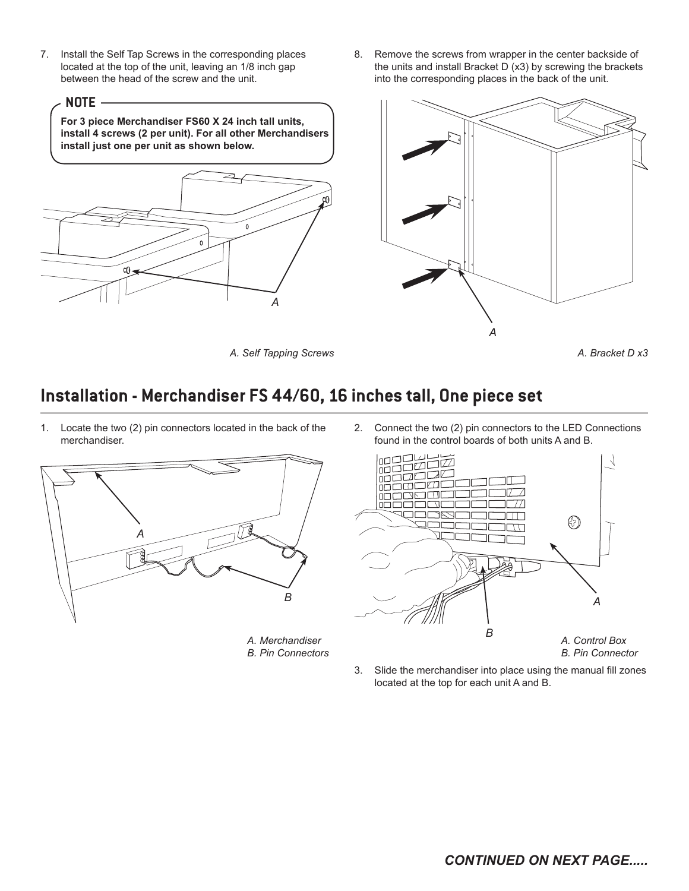7. Install the Self Tap Screws in the corresponding places located at the top of the unit, leaving an 1/8 inch gap between the head of the screw and the unit.

**NOTE**

**For 3 piece Merchandiser FS60 X 24 inch tall units, install 4 screws (2 per unit). For all other Merchandisers install just one per unit as shown below.**

*A. Self Tapping Screws*

8. Remove the screws from wrapper in the center backside of the units and install Bracket D (x3) by screwing the brackets into the corresponding places in the back of the unit.

*A. Bracket D x3*

## Installation - Merchandiser FS 44/60, 16 inches tall, One piece set

1. Locate the two (2) pin connectors located in the back of the merchandiser.

*A. Merchandiser*
*B. Pin Connectors*

2. Connect the two (2) pin connectors to the LED Connections found in the control boards of both units A and B.

*A. Control Box*
*B. Pin Connector*

3. Slide the merchandiser into place using the manual fill zones located at the top for each unit A and B.

***CONTINUED ON NEXT PAGE.....***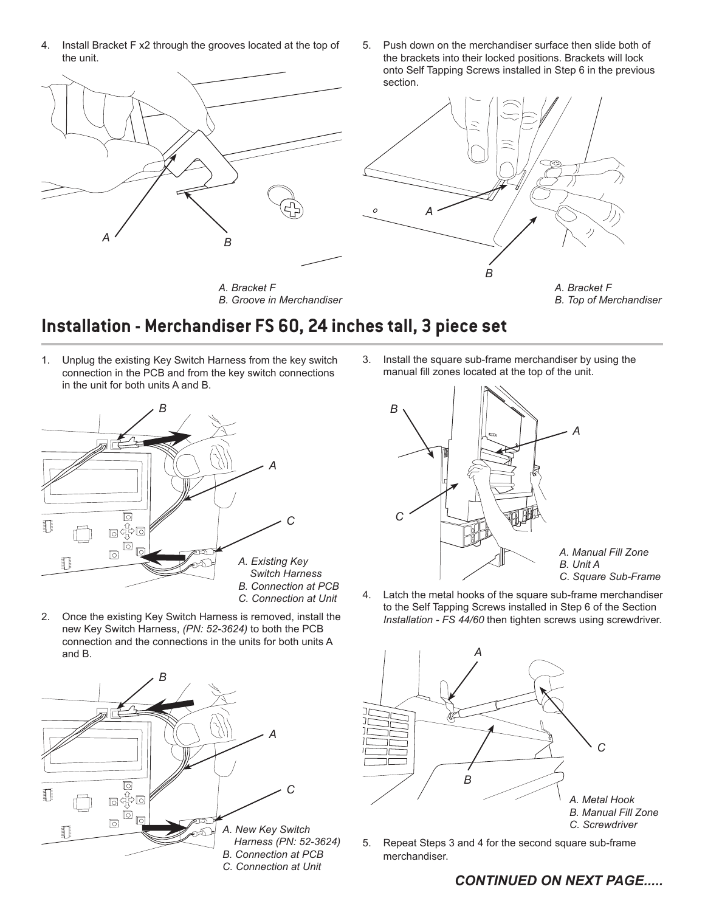4. Install Bracket F x2 through the grooves located at the top of the unit.

*A. Bracket F*
*B. Groove in Merchandiser*

5. Push down on the merchandiser surface then slide both of the brackets into their locked positions. Brackets will lock onto Self Tapping Screws installed in Step 6 in the previous section.

*A. Bracket F*
*B. Top of Merchandiser*

## Installation - Merchandiser FS 60, 24 inches tall, 3 piece set

1. Unplug the existing Key Switch Harness from the key switch connection in the PCB and from the key switch connections in the unit for both units A and B.

*A. Existing Key Switch Harness*
*B. Connection at PCB*
*C. Connection at Unit*

2. Once the existing Key Switch Harness is removed, install the new Key Switch Harness, *(PN: 52-3624)* to both the PCB connection and the connections in the units for both units A and B.

*A. New Key Switch Harness (PN: 52-3624)*
*B. Connection at PCB*
*C. Connection at Unit*

3. Install the square sub-frame merchandiser by using the manual fill zones located at the top of the unit.

*A. Manual Fill Zone*
*B. Unit A*
*C. Square Sub-Frame*

4. Latch the metal hooks of the square sub-frame merchandiser to the Self Tapping Screws installed in Step 6 of the Section *Installation - FS 44/60* then tighten screws using screwdriver.

*A. Metal Hook*
*B. Manual Fill Zone*
*C. Screwdriver*

5. Repeat Steps 3 and 4 for the second square sub-frame merchandiser.

***CONTINUED ON NEXT PAGE.....***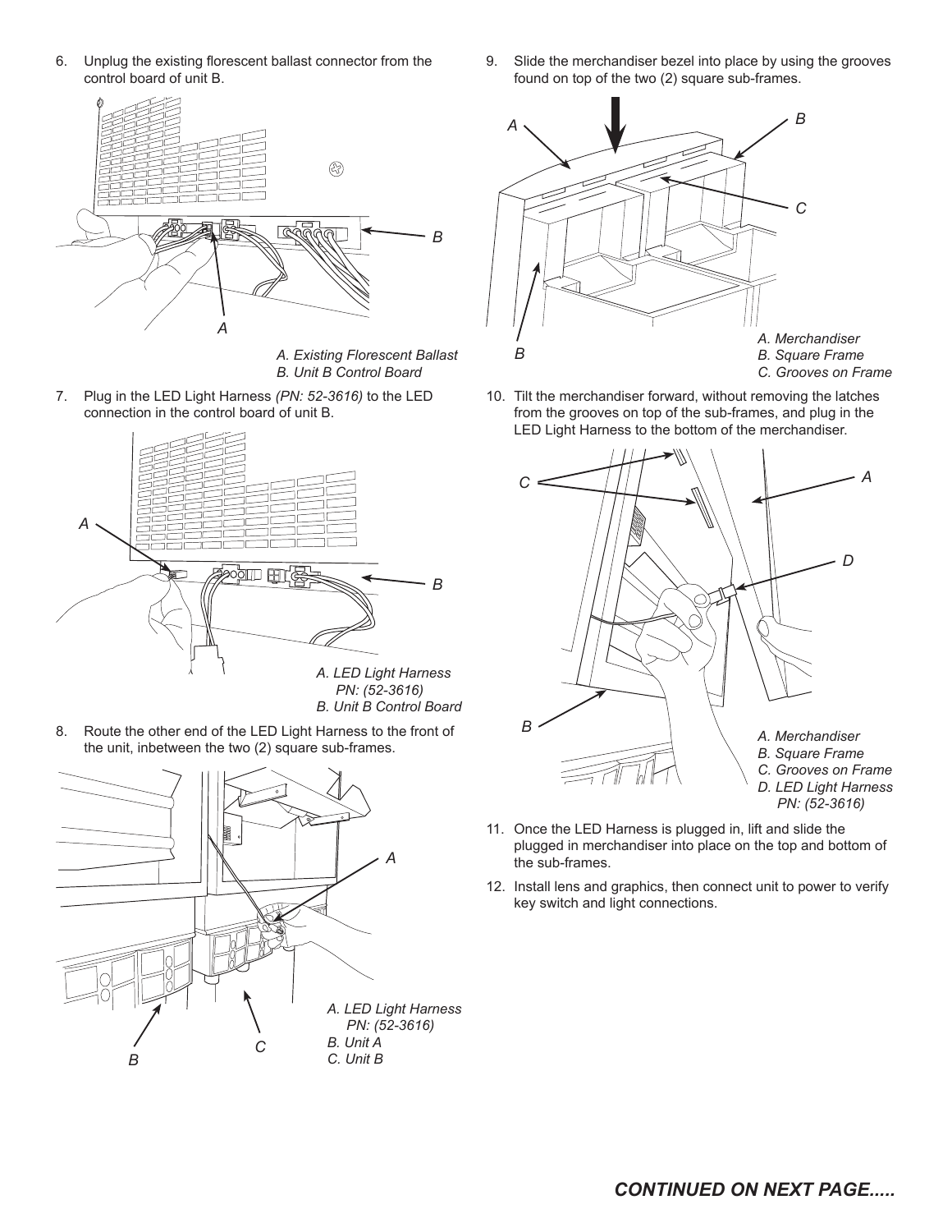6. Unplug the existing florescent ballast connector from the control board of unit B.

*A. Existing Florescent Ballast*
*B. Unit B Control Board*

7. Plug in the LED Light Harness *(PN: 52-3616)* to the LED connection in the control board of unit B.

*A. LED Light Harness PN: (52-3616)*
*B. Unit B Control Board*

8. Route the other end of the LED Light Harness to the front of the unit, inbetween the two (2) square sub-frames.

*A. LED Light Harness PN: (52-3616)*
*B. Unit A*
*C. Unit B*

9. Slide the merchandiser bezel into place by using the grooves found on top of the two (2) square sub-frames.

*A. Merchandiser*
*B. Square Frame*
*C. Grooves on Frame*

10. Tilt the merchandiser forward, without removing the latches from the grooves on top of the sub-frames, and plug in the LED Light Harness to the bottom of the merchandiser.

*A. Merchandiser*
*B. Square Frame*
*C. Grooves on Frame*
*D. LED Light Harness PN: (52-3616)*

11. Once the LED Harness is plugged in, lift and slide the plugged in merchandiser into place on the top and bottom of the sub-frames.

12. Install lens and graphics, then connect unit to power to verify key switch and light connections.

***CONTINUED ON NEXT PAGE.....***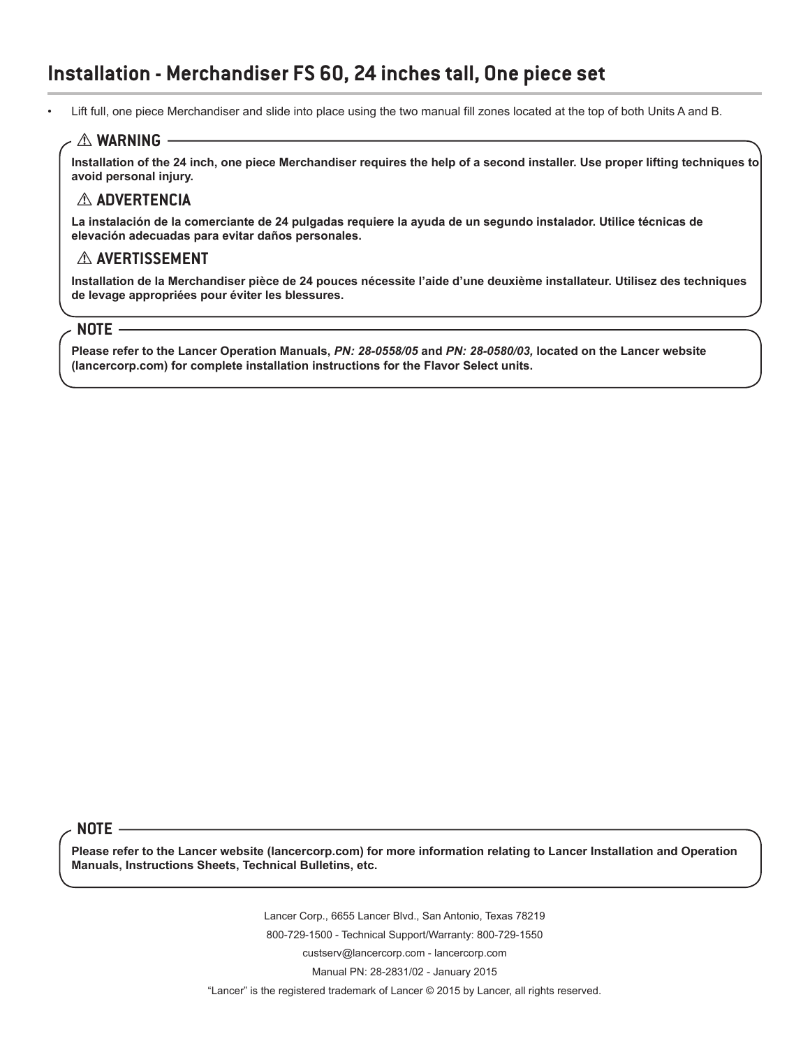## Installation - Merchandiser FS 60, 24 inches tall, One piece set

- Lift full, one piece Merchandiser and slide into place using the two manual fill zones located at the top of both Units A and B.

> ⚠ **WARNING**
>
> **Installation of the 24 inch, one piece Merchandiser requires the help of a second installer. Use proper lifting techniques to avoid personal injury.**
>
> ⚠ **ADVERTENCIA**
>
> **La instalación de la comerciante de 24 pulgadas requiere la ayuda de un segundo instalador. Utilice técnicas de elevación adecuadas para evitar daños personales.**
>
> ⚠ **AVERTISSEMENT**
>
> **Installation de la Merchandiser pièce de 24 pouces nécessite l'aide d'une deuxième installateur. Utilisez des techniques de levage appropriées pour éviter les blessures.**

> **NOTE**
>
> **Please refer to the Lancer Operation Manuals, *PN: 28-0558/05* and *PN: 28-0580/03,* located on the Lancer website (lancercorp.com) for complete installation instructions for the Flavor Select units.**

> **NOTE**
>
> **Please refer to the Lancer website (lancercorp.com) for more information relating to Lancer Installation and Operation Manuals, Instructions Sheets, Technical Bulletins, etc.**

Lancer Corp., 6655 Lancer Blvd., San Antonio, Texas 78219

800-729-1500 - Technical Support/Warranty: 800-729-1550

custserv@lancercorp.com - lancercorp.com

Manual PN: 28-2831/02 - January 2015

"Lancer" is the registered trademark of Lancer © 2015 by Lancer, all rights reserved.